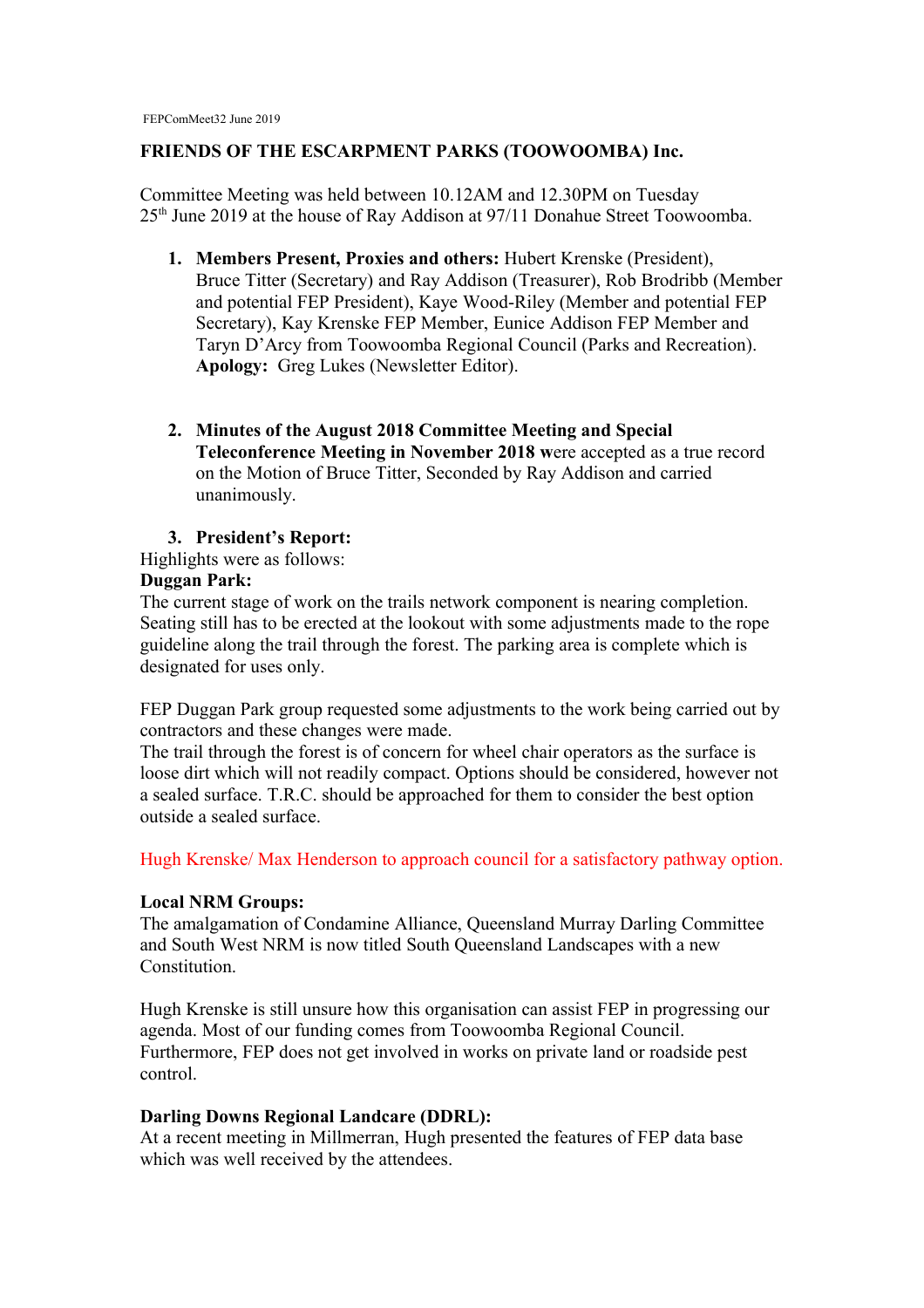FEPComMeet32 June 2019

**FRIENDS OF THE ESCARPMENT PARKS (TOOWOOMBA) Inc.**

Committee Meeting was held between 10.12AM and 12.30PM on Tuesday 25th June 2019 at the house of Ray Addison at 97/11 Donahue Street Toowoomba.

1. **Members Present, Proxies and others:** Hubert Krenske (President), Bruce Titter (Secretary) and Ray Addison (Treasurer), Rob Brodribb (Member and potential FEP President), Kaye Wood-Riley (Member and potential FEP Secretary), Kay Krenske FEP Member, Eunice Addison FEP Member and Taryn D'Arcy from Toowoomba Regional Council (Parks and Recreation). **Apology:** Greg Lukes (Newsletter Editor).

2. **Minutes of the August 2018 Committee Meeting and Special Teleconference Meeting in November 2018 w**ere accepted as a true record on the Motion of Bruce Titter, Seconded by Ray Addison and carried unanimously.

3. **President's Report:**

Highlights were as follows:

**Duggan Park:**

The current stage of work on the trails network component is nearing completion. Seating still has to be erected at the lookout with some adjustments made to the rope guideline along the trail through the forest. The parking area is complete which is designated for uses only.

FEP Duggan Park group requested some adjustments to the work being carried out by contractors and these changes were made.

The trail through the forest is of concern for wheel chair operators as the surface is loose dirt which will not readily compact. Options should be considered, however not a sealed surface. T.R.C. should be approached for them to consider the best option outside a sealed surface.

Hugh Krenske/ Max Henderson to approach council for a satisfactory pathway option.

**Local NRM Groups:**

The amalgamation of Condamine Alliance, Queensland Murray Darling Committee and South West NRM is now titled South Queensland Landscapes with a new Constitution.

Hugh Krenske is still unsure how this organisation can assist FEP in progressing our agenda. Most of our funding comes from Toowoomba Regional Council. Furthermore, FEP does not get involved in works on private land or roadside pest control.

**Darling Downs Regional Landcare (DDRL):**

At a recent meeting in Millmerran, Hugh presented the features of FEP data base which was well received by the attendees.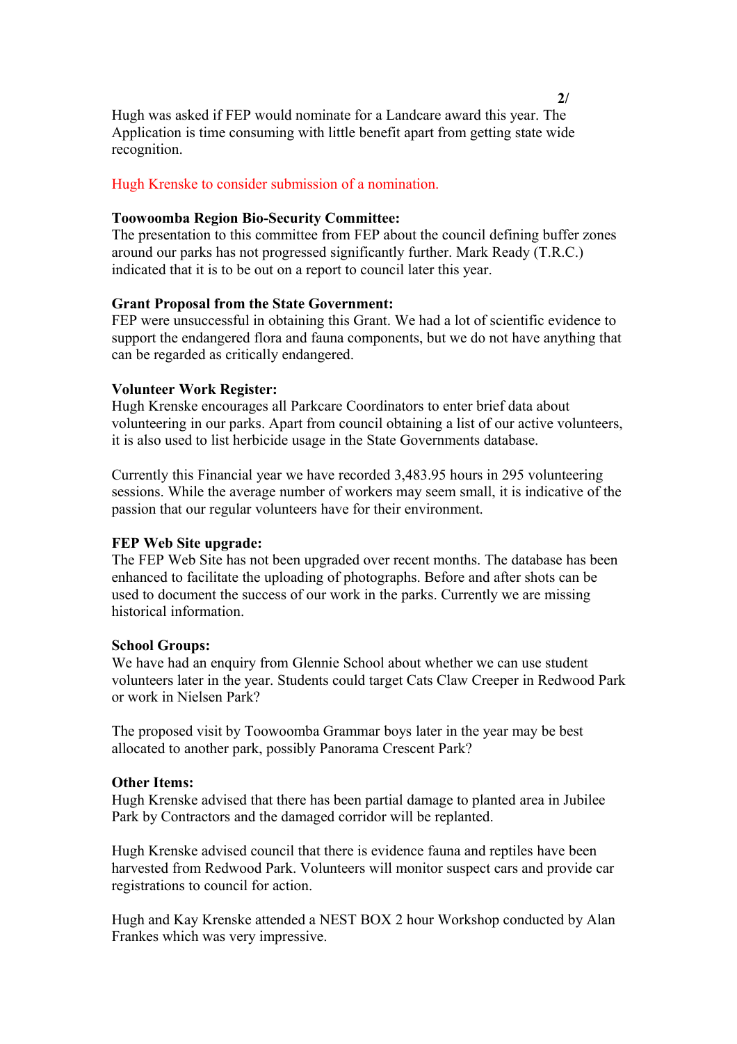Hugh was asked if FEP would nominate for a Landcare award this year. The Application is time consuming with little benefit apart from getting state wide recognition.

Hugh Krenske to consider submission of a nomination.

**Toowoomba Region Bio-Security Committee:**
The presentation to this committee from FEP about the council defining buffer zones around our parks has not progressed significantly further. Mark Ready (T.R.C.) indicated that it is to be out on a report to council later this year.

**Grant Proposal from the State Government:**
FEP were unsuccessful in obtaining this Grant. We had a lot of scientific evidence to support the endangered flora and fauna components, but we do not have anything that can be regarded as critically endangered.

**Volunteer Work Register:**
Hugh Krenske encourages all Parkcare Coordinators to enter brief data about volunteering in our parks. Apart from council obtaining a list of our active volunteers, it is also used to list herbicide usage in the State Governments database.

Currently this Financial year we have recorded 3,483.95 hours in 295 volunteering sessions. While the average number of workers may seem small, it is indicative of the passion that our regular volunteers have for their environment.

**FEP Web Site upgrade:**
The FEP Web Site has not been upgraded over recent months. The database has been enhanced to facilitate the uploading of photographs. Before and after shots can be used to document the success of our work in the parks. Currently we are missing historical information.

**School Groups:**
We have had an enquiry from Glennie School about whether we can use student volunteers later in the year. Students could target Cats Claw Creeper in Redwood Park or work in Nielsen Park?

The proposed visit by Toowoomba Grammar boys later in the year may be best allocated to another park, possibly Panorama Crescent Park?

**Other Items:**
Hugh Krenske advised that there has been partial damage to planted area in Jubilee Park by Contractors and the damaged corridor will be replanted.

Hugh Krenske advised council that there is evidence fauna and reptiles have been harvested from Redwood Park. Volunteers will monitor suspect cars and provide car registrations to council for action.

Hugh and Kay Krenske attended a NEST BOX 2 hour Workshop conducted by Alan Frankes which was very impressive.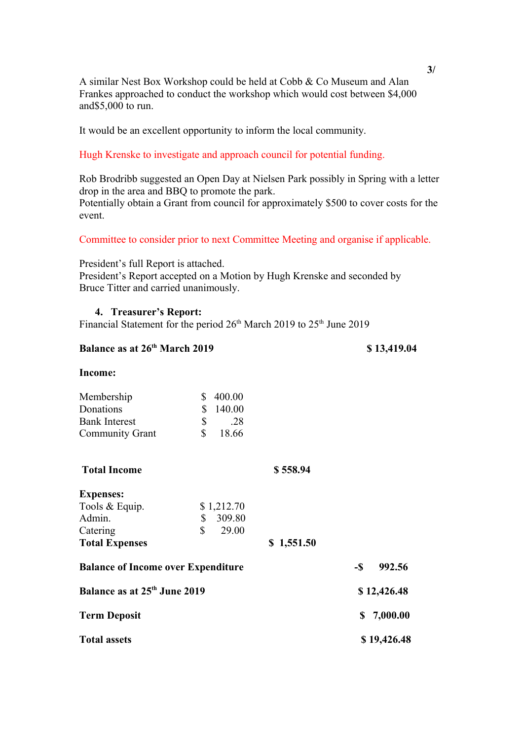A similar Nest Box Workshop could be held at Cobb & Co Museum and Alan Frankes approached to conduct the workshop which would cost between $4,000 and$5,000 to run.

It would be an excellent opportunity to inform the local community.

Hugh Krenske to investigate and approach council for potential funding.

Rob Brodribb suggested an Open Day at Nielsen Park possibly in Spring with a letter drop in the area and BBQ to promote the park.
Potentially obtain a Grant from council for approximately $500 to cover costs for the event.

Committee to consider prior to next Committee Meeting and organise if applicable.

President's full Report is attached.
President's Report accepted on a Motion by Hugh Krenske and seconded by Bruce Titter and carried unanimously.

4. **Treasurer's Report:**

Financial Statement for the period 26th March 2019 to 25th June 2019

| | | | |
|---|---|---|---|
| **Balance as at 26th March 2019** | | | **$ 13,419.04** |
| **Income:** | | | |
| Membership | $ 400.00 | | |
| Donations | $ 140.00 | | |
| Bank Interest | $ .28 | | |
| Community Grant | $ 18.66 | | |
| **Total Income** | | **$ 558.94** | |
| **Expenses:** | | | |
| Tools & Equip. | $ 1,212.70 | | |
| Admin. | $ 309.80 | | |
| Catering | $ 29.00 | | |
| **Total Expenses** | | **$ 1,551.50** | |
| **Balance of Income over Expenditure** | | | **-$ 992.56** |
| **Balance as at 25th June 2019** | | | **$ 12,426.48** |
| **Term Deposit** | | | **$ 7,000.00** |
| **Total assets** | | | **$ 19,426.48** |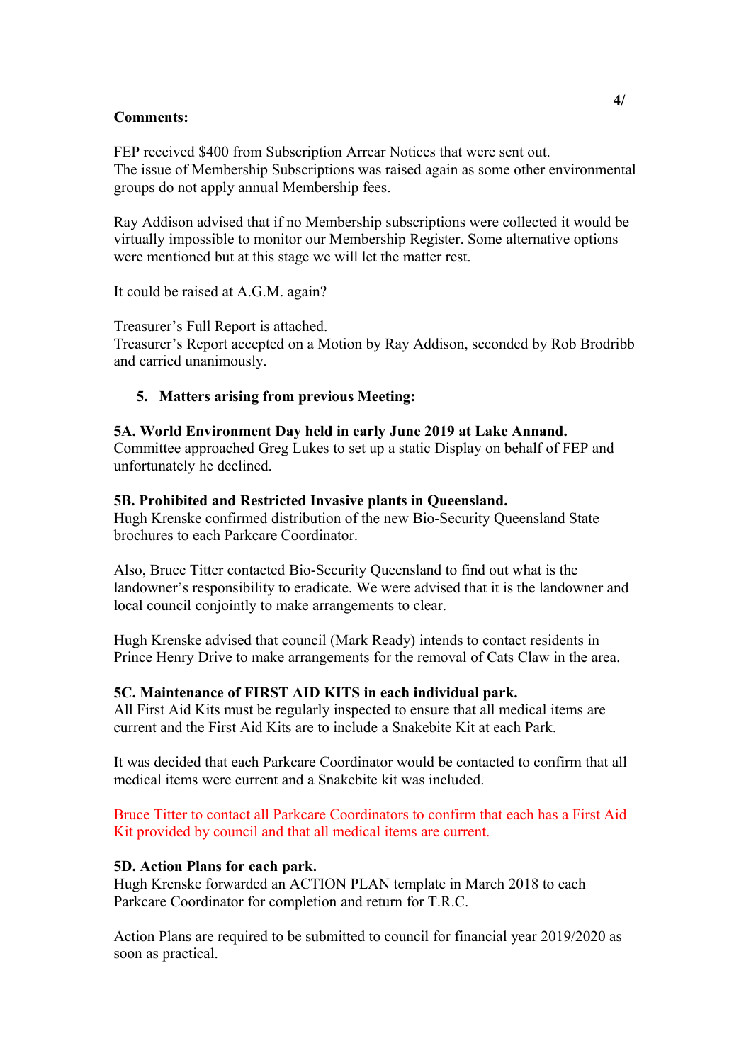**Comments:**

FEP received $400 from Subscription Arrear Notices that were sent out.
The issue of Membership Subscriptions was raised again as some other environmental groups do not apply annual Membership fees.

Ray Addison advised that if no Membership subscriptions were collected it would be virtually impossible to monitor our Membership Register. Some alternative options were mentioned but at this stage we will let the matter rest.

It could be raised at A.G.M. again?

Treasurer's Full Report is attached.
Treasurer's Report accepted on a Motion by Ray Addison, seconded by Rob Brodribb and carried unanimously.

5. **Matters arising from previous Meeting:**

**5A. World Environment Day held in early June 2019 at Lake Annand.**
Committee approached Greg Lukes to set up a static Display on behalf of FEP and unfortunately he declined.

**5B. Prohibited and Restricted Invasive plants in Queensland.**
Hugh Krenske confirmed distribution of the new Bio-Security Queensland State brochures to each Parkcare Coordinator.

Also, Bruce Titter contacted Bio-Security Queensland to find out what is the landowner's responsibility to eradicate. We were advised that it is the landowner and local council conjointly to make arrangements to clear.

Hugh Krenske advised that council (Mark Ready) intends to contact residents in Prince Henry Drive to make arrangements for the removal of Cats Claw in the area.

**5C. Maintenance of FIRST AID KITS in each individual park.**
All First Aid Kits must be regularly inspected to ensure that all medical items are current and the First Aid Kits are to include a Snakebite Kit at each Park.

It was decided that each Parkcare Coordinator would be contacted to confirm that all medical items were current and a Snakebite kit was included.

Bruce Titter to contact all Parkcare Coordinators to confirm that each has a First Aid Kit provided by council and that all medical items are current.

**5D. Action Plans for each park.**
Hugh Krenske forwarded an ACTION PLAN template in March 2018 to each Parkcare Coordinator for completion and return for T.R.C.

Action Plans are required to be submitted to council for financial year 2019/2020 as soon as practical.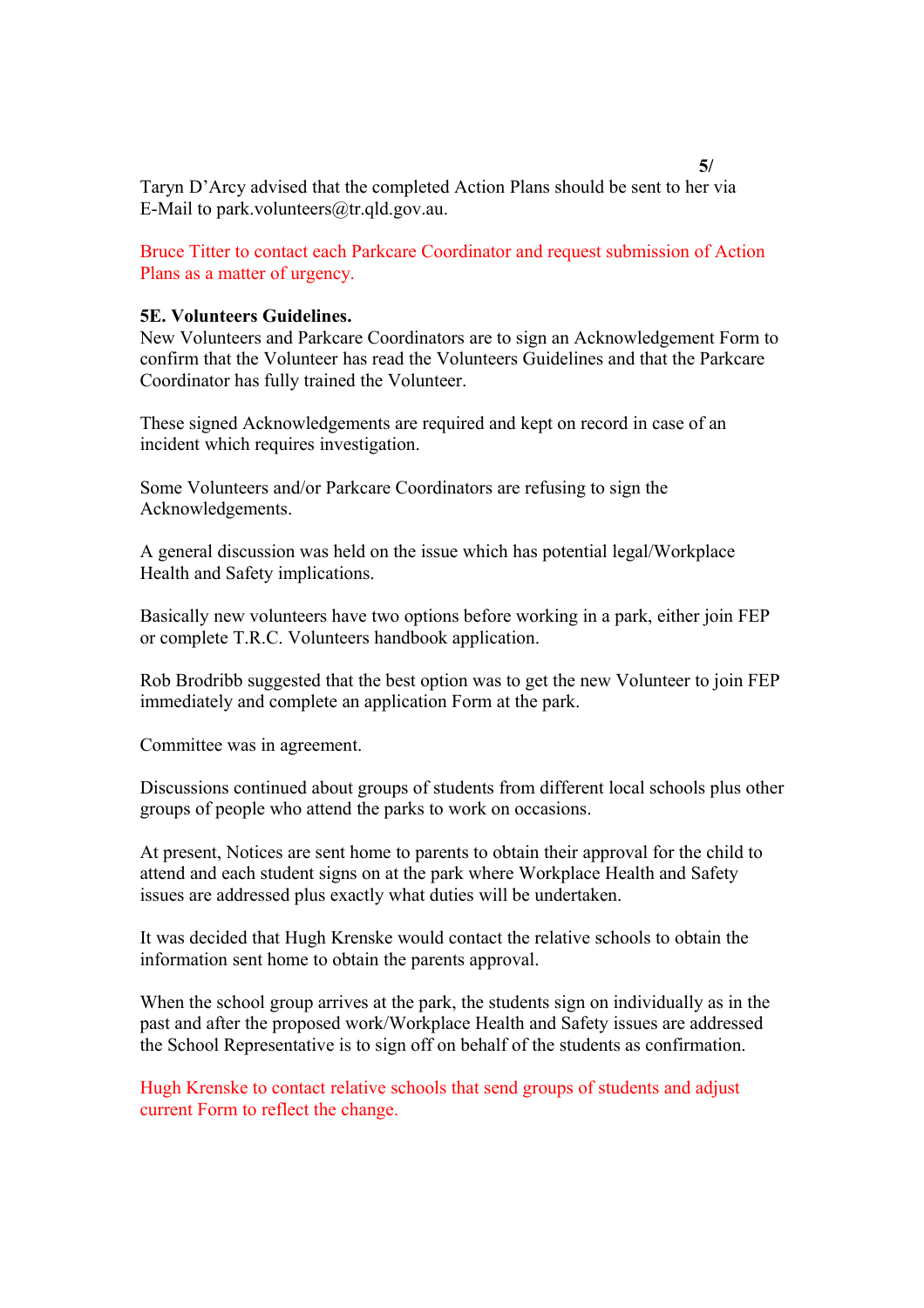Taryn D'Arcy advised that the completed Action Plans should be sent to her via E-Mail to park.volunteers@tr.qld.gov.au.

Bruce Titter to contact each Parkcare Coordinator and request submission of Action Plans as a matter of urgency.

**5E. Volunteers Guidelines.**
New Volunteers and Parkcare Coordinators are to sign an Acknowledgement Form to confirm that the Volunteer has read the Volunteers Guidelines and that the Parkcare Coordinator has fully trained the Volunteer.

These signed Acknowledgements are required and kept on record in case of an incident which requires investigation.

Some Volunteers and/or Parkcare Coordinators are refusing to sign the Acknowledgements.

A general discussion was held on the issue which has potential legal/Workplace Health and Safety implications.

Basically new volunteers have two options before working in a park, either join FEP or complete T.R.C. Volunteers handbook application.

Rob Brodribb suggested that the best option was to get the new Volunteer to join FEP immediately and complete an application Form at the park.

Committee was in agreement.

Discussions continued about groups of students from different local schools plus other groups of people who attend the parks to work on occasions.

At present, Notices are sent home to parents to obtain their approval for the child to attend and each student signs on at the park where Workplace Health and Safety issues are addressed plus exactly what duties will be undertaken.

It was decided that Hugh Krenske would contact the relative schools to obtain the information sent home to obtain the parents approval.

When the school group arrives at the park, the students sign on individually as in the past and after the proposed work/Workplace Health and Safety issues are addressed the School Representative is to sign off on behalf of the students as confirmation.

Hugh Krenske to contact relative schools that send groups of students and adjust current Form to reflect the change.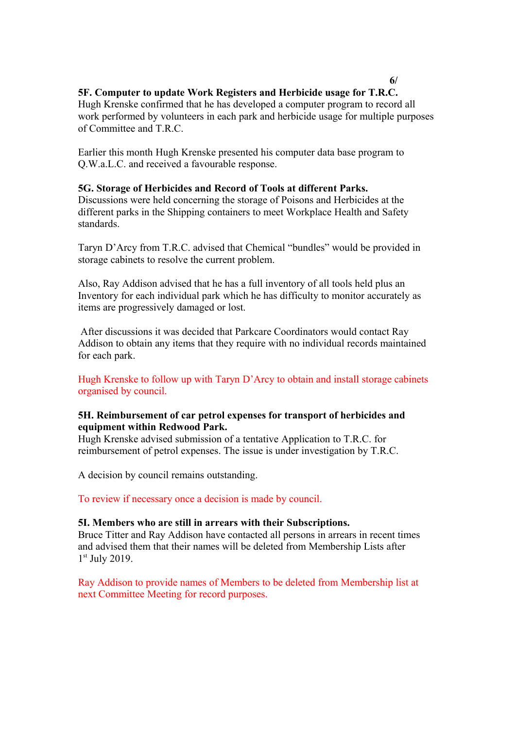**5F. Computer to update Work Registers and Herbicide usage for T.R.C.**
Hugh Krenske confirmed that he has developed a computer program to record all work performed by volunteers in each park and herbicide usage for multiple purposes of Committee and T.R.C.

Earlier this month Hugh Krenske presented his computer data base program to Q.W.a.L.C. and received a favourable response.

**5G. Storage of Herbicides and Record of Tools at different Parks.**
Discussions were held concerning the storage of Poisons and Herbicides at the different parks in the Shipping containers to meet Workplace Health and Safety standards.

Taryn D'Arcy from T.R.C. advised that Chemical "bundles" would be provided in storage cabinets to resolve the current problem.

Also, Ray Addison advised that he has a full inventory of all tools held plus an Inventory for each individual park which he has difficulty to monitor accurately as items are progressively damaged or lost.

After discussions it was decided that Parkcare Coordinators would contact Ray Addison to obtain any items that they require with no individual records maintained for each park.

Hugh Krenske to follow up with Taryn D'Arcy to obtain and install storage cabinets organised by council.

**5H. Reimbursement of car petrol expenses for transport of herbicides and equipment within Redwood Park.**
Hugh Krenske advised submission of a tentative Application to T.R.C. for reimbursement of petrol expenses. The issue is under investigation by T.R.C.

A decision by council remains outstanding.

To review if necessary once a decision is made by council.

**5I. Members who are still in arrears with their Subscriptions.**
Bruce Titter and Ray Addison have contacted all persons in arrears in recent times and advised them that their names will be deleted from Membership Lists after 1st July 2019.

Ray Addison to provide names of Members to be deleted from Membership list at next Committee Meeting for record purposes.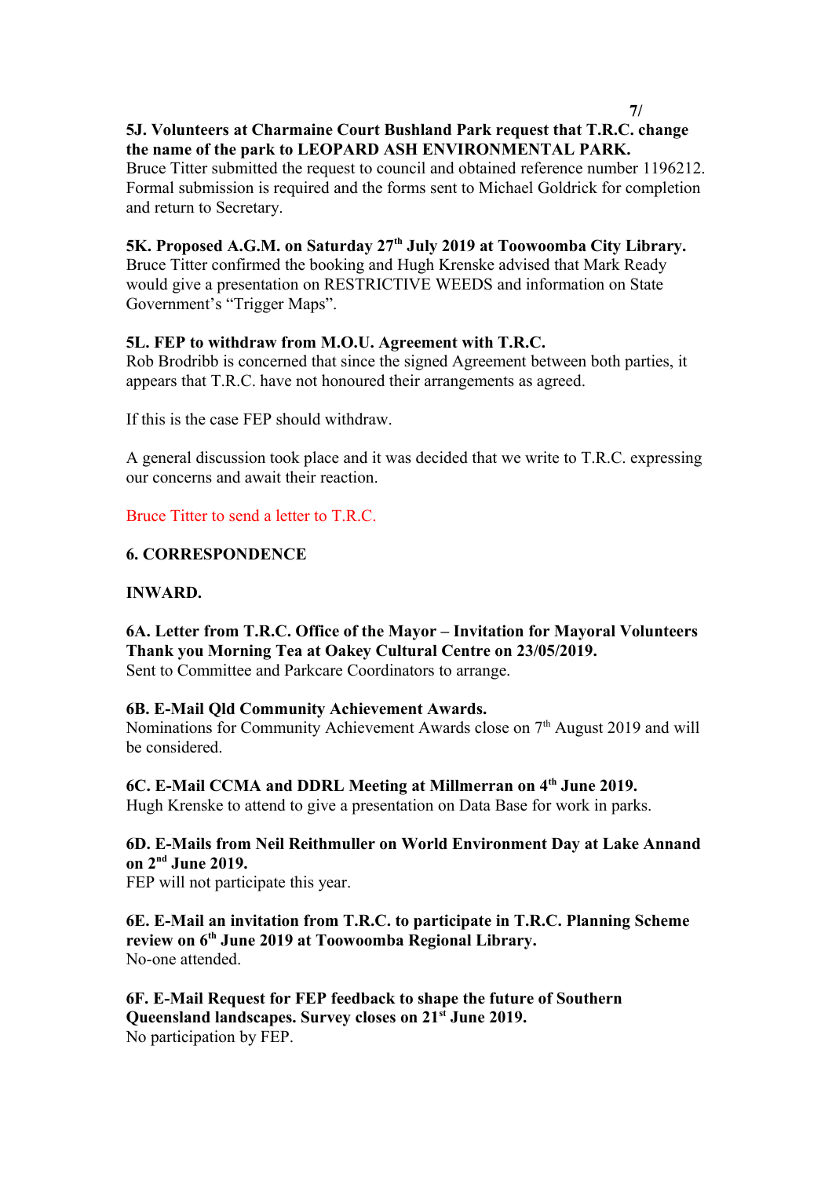**5J. Volunteers at Charmaine Court Bushland Park request that T.R.C. change the name of the park to LEOPARD ASH ENVIRONMENTAL PARK.**
Bruce Titter submitted the request to council and obtained reference number 1196212. Formal submission is required and the forms sent to Michael Goldrick for completion and return to Secretary.

**5K. Proposed A.G.M. on Saturday 27th July 2019 at Toowoomba City Library.**
Bruce Titter confirmed the booking and Hugh Krenske advised that Mark Ready would give a presentation on RESTRICTIVE WEEDS and information on State Government's "Trigger Maps".

**5L. FEP to withdraw from M.O.U. Agreement with T.R.C.**
Rob Brodribb is concerned that since the signed Agreement between both parties, it appears that T.R.C. have not honoured their arrangements as agreed.

If this is the case FEP should withdraw.

A general discussion took place and it was decided that we write to T.R.C. expressing our concerns and await their reaction.

Bruce Titter to send a letter to T.R.C.

**6. CORRESPONDENCE**

**INWARD.**

**6A. Letter from T.R.C. Office of the Mayor – Invitation for Mayoral Volunteers Thank you Morning Tea at Oakey Cultural Centre on 23/05/2019.**
Sent to Committee and Parkcare Coordinators to arrange.

**6B. E-Mail Qld Community Achievement Awards.**
Nominations for Community Achievement Awards close on 7th August 2019 and will be considered.

**6C. E-Mail CCMA and DDRL Meeting at Millmerran on 4th June 2019.**
Hugh Krenske to attend to give a presentation on Data Base for work in parks.

**6D. E-Mails from Neil Reithmuller on World Environment Day at Lake Annand on 2nd June 2019.**
FEP will not participate this year.

**6E. E-Mail an invitation from T.R.C. to participate in T.R.C. Planning Scheme review on 6th June 2019 at Toowoomba Regional Library.**
No-one attended.

**6F. E-Mail Request for FEP feedback to shape the future of Southern Queensland landscapes. Survey closes on 21st June 2019.**
No participation by FEP.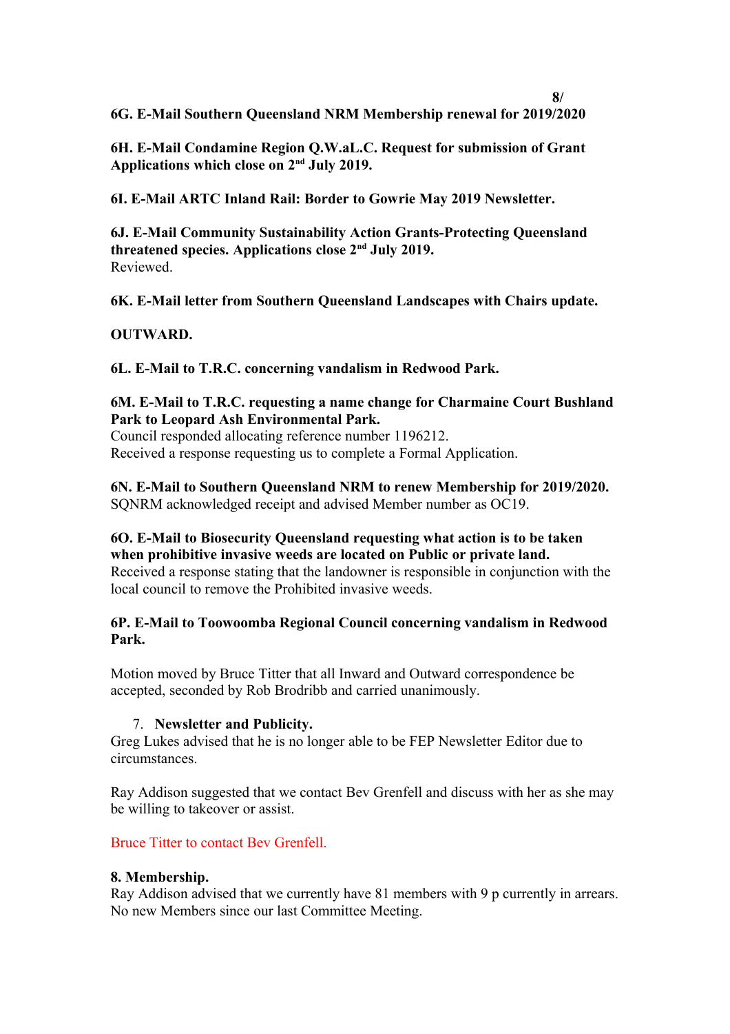**6G. E-Mail Southern Queensland NRM Membership renewal for 2019/2020**

**6H. E-Mail Condamine Region Q.W.aL.C. Request for submission of Grant Applications which close on 2nd July 2019.**

**6I. E-Mail ARTC Inland Rail: Border to Gowrie May 2019 Newsletter.**

**6J. E-Mail Community Sustainability Action Grants-Protecting Queensland threatened species. Applications close 2nd July 2019.**
Reviewed.

**6K. E-Mail letter from Southern Queensland Landscapes with Chairs update.**

**OUTWARD.**

**6L. E-Mail to T.R.C. concerning vandalism in Redwood Park.**

**6M. E-Mail to T.R.C. requesting a name change for Charmaine Court Bushland Park to Leopard Ash Environmental Park.**
Council responded allocating reference number 1196212.
Received a response requesting us to complete a Formal Application.

**6N. E-Mail to Southern Queensland NRM to renew Membership for 2019/2020.**
SQNRM acknowledged receipt and advised Member number as OC19.

**6O. E-Mail to Biosecurity Queensland requesting what action is to be taken when prohibitive invasive weeds are located on Public or private land.**
Received a response stating that the landowner is responsible in conjunction with the local council to remove the Prohibited invasive weeds.

**6P. E-Mail to Toowoomba Regional Council concerning vandalism in Redwood Park.**

Motion moved by Bruce Titter that all Inward and Outward correspondence be accepted, seconded by Rob Brodribb and carried unanimously.

7. **Newsletter and Publicity.**

Greg Lukes advised that he is no longer able to be FEP Newsletter Editor due to circumstances.

Ray Addison suggested that we contact Bev Grenfell and discuss with her as she may be willing to takeover or assist.

Bruce Titter to contact Bev Grenfell.

**8. Membership.**

Ray Addison advised that we currently have 81 members with 9 p currently in arrears.
No new Members since our last Committee Meeting.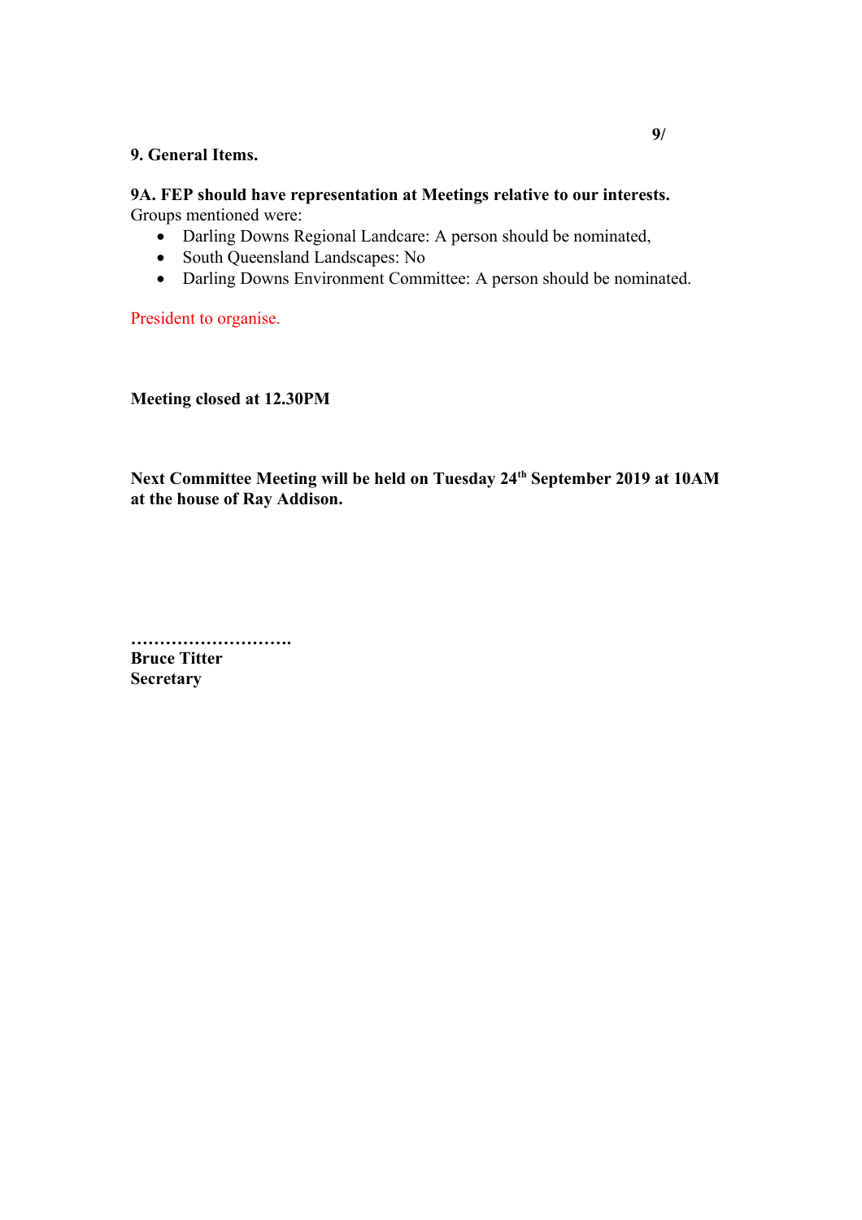**9. General Items.**

**9A. FEP should have representation at Meetings relative to our interests.**
Groups mentioned were:

- Darling Downs Regional Landcare: A person should be nominated,
- South Queensland Landscapes: No
- Darling Downs Environment Committee: A person should be nominated.

President to organise.

**Meeting closed at 12.30PM**

**Next Committee Meeting will be held on Tuesday 24th September 2019 at 10AM at the house of Ray Addison.**

**……………………….**
**Bruce Titter**
**Secretary**